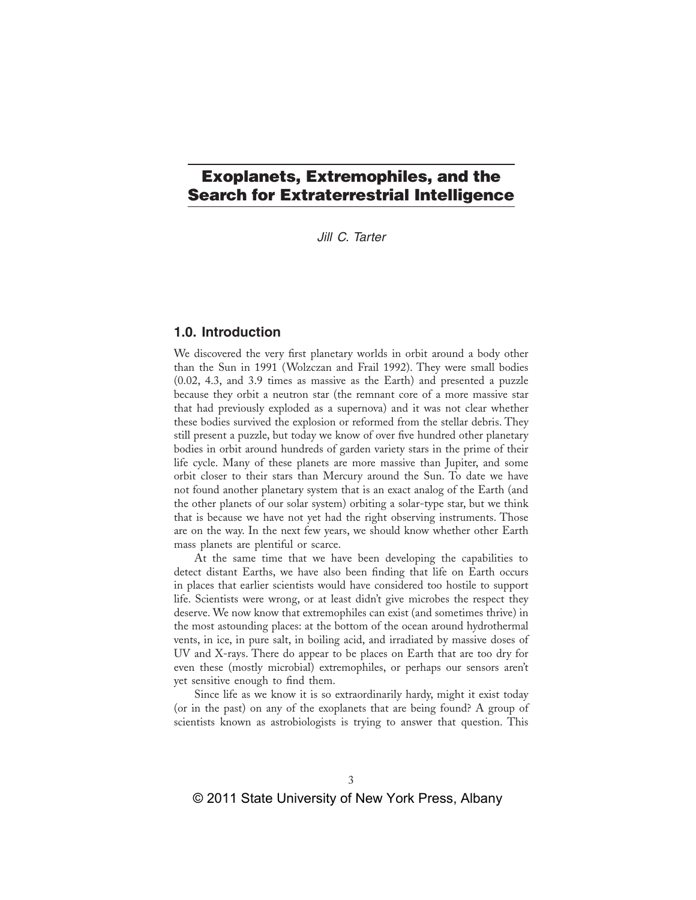# Exoplanets, Extremophiles, and the Search for Extraterrestrial Intelligence

*Jill C. Tarter*

## 1.0. Introduction

We discovered the very first planetary worlds in orbit around a body other than the Sun in 1991 (Wolzczan and Frail 1992). They were small bodies (0.02, 4.3, and 3.9 times as massive as the Earth) and presented a puzzle because they orbit a neutron star (the remnant core of a more massive star that had previously exploded as a supernova) and it was not clear whether these bodies survived the explosion or reformed from the stellar debris. They still present a puzzle, but today we know of over five hundred other planetary bodies in orbit around hundreds of garden variety stars in the prime of their life cycle. Many of these planets are more massive than Jupiter, and some orbit closer to their stars than Mercury around the Sun. To date we have not found another planetary system that is an exact analog of the Earth (and the other planets of our solar system) orbiting a solar-type star, but we think that is because we have not yet had the right observing instruments. Those are on the way. In the next few years, we should know whether other Earth mass planets are plentiful or scarce.

At the same time that we have been developing the capabilities to detect distant Earths, we have also been finding that life on Earth occurs in places that earlier scientists would have considered too hostile to support life. Scientists were wrong, or at least didn't give microbes the respect they deserve. We now know that extremophiles can exist (and sometimes thrive) in the most astounding places: at the bottom of the ocean around hydrothermal vents, in ice, in pure salt, in boiling acid, and irradiated by massive doses of UV and X-rays. There do appear to be places on Earth that are too dry for even these (mostly microbial) extremophiles, or perhaps our sensors aren't yet sensitive enough to find them.

Since life as we know it is so extraordinarily hardy, might it exist today (or in the past) on any of the exoplanets that are being found? A group of scientists known as astrobiologists is trying to answer that question. This

© 2011 State University of New York Press, Albany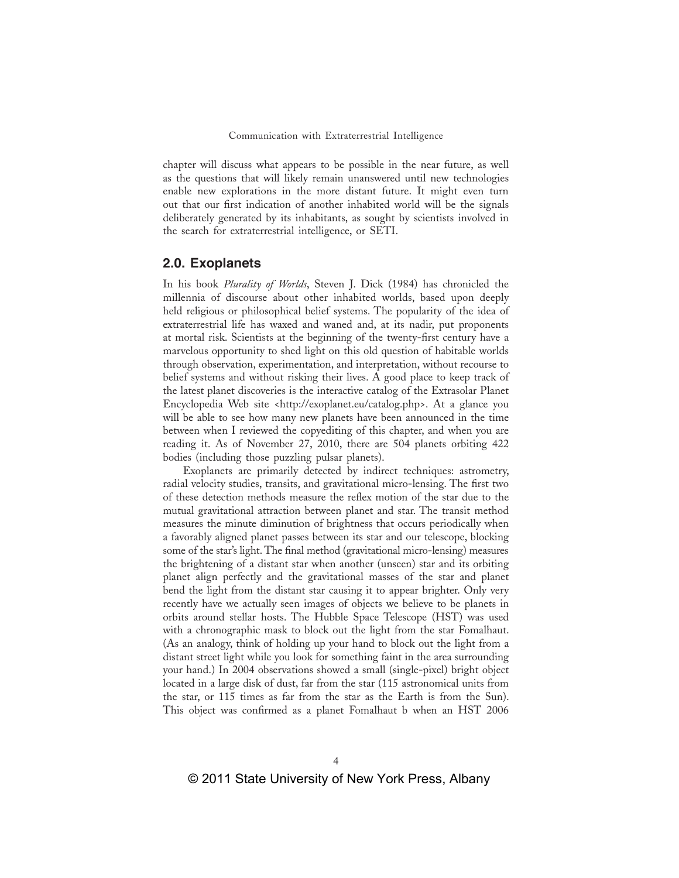chapter will discuss what appears to be possible in the near future, as well as the questions that will likely remain unanswered until new technologies enable new explorations in the more distant future. It might even turn out that our first indication of another inhabited world will be the signals deliberately generated by its inhabitants, as sought by scientists involved in the search for extraterrestrial intelligence, or SETI.

## 2.0. Exoplanets

In his book *Plurality of Worlds*, Steven J. Dick (1984) has chronicled the millennia of discourse about other inhabited worlds, based upon deeply held religious or philosophical belief systems. The popularity of the idea of extraterrestrial life has waxed and waned and, at its nadir, put proponents at mortal risk. Scientists at the beginning of the twenty-first century have a marvelous opportunity to shed light on this old question of habitable worlds through observation, experimentation, and interpretation, without recourse to belief systems and without risking their lives. A good place to keep track of the latest planet discoveries is the interactive catalog of the Extrasolar Planet Encyclopedia Web site <http://exoplanet.eu/catalog.php>. At a glance you will be able to see how many new planets have been announced in the time between when I reviewed the copyediting of this chapter, and when you are reading it. As of November 27, 2010, there are 504 planets orbiting 422 bodies (including those puzzling pulsar planets).

Exoplanets are primarily detected by indirect techniques: astrometry, radial velocity studies, transits, and gravitational micro-lensing. The first two of these detection methods measure the reflex motion of the star due to the mutual gravitational attraction between planet and star. The transit method measures the minute diminution of brightness that occurs periodically when a favorably aligned planet passes between its star and our telescope, blocking some of the star's light. The final method (gravitational micro-lensing) measures the brightening of a distant star when another (unseen) star and its orbiting planet align perfectly and the gravitational masses of the star and planet bend the light from the distant star causing it to appear brighter. Only very recently have we actually seen images of objects we believe to be planets in orbits around stellar hosts. The Hubble Space Telescope (HST) was used with a chronographic mask to block out the light from the star Fomalhaut. (As an analogy, think of holding up your hand to block out the light from a distant street light while you look for something faint in the area surrounding your hand.) In 2004 observations showed a small (single-pixel) bright object located in a large disk of dust, far from the star (115 astronomical units from the star, or 115 times as far from the star as the Earth is from the Sun). This object was confirmed as a planet Fomalhaut b when an HST 2006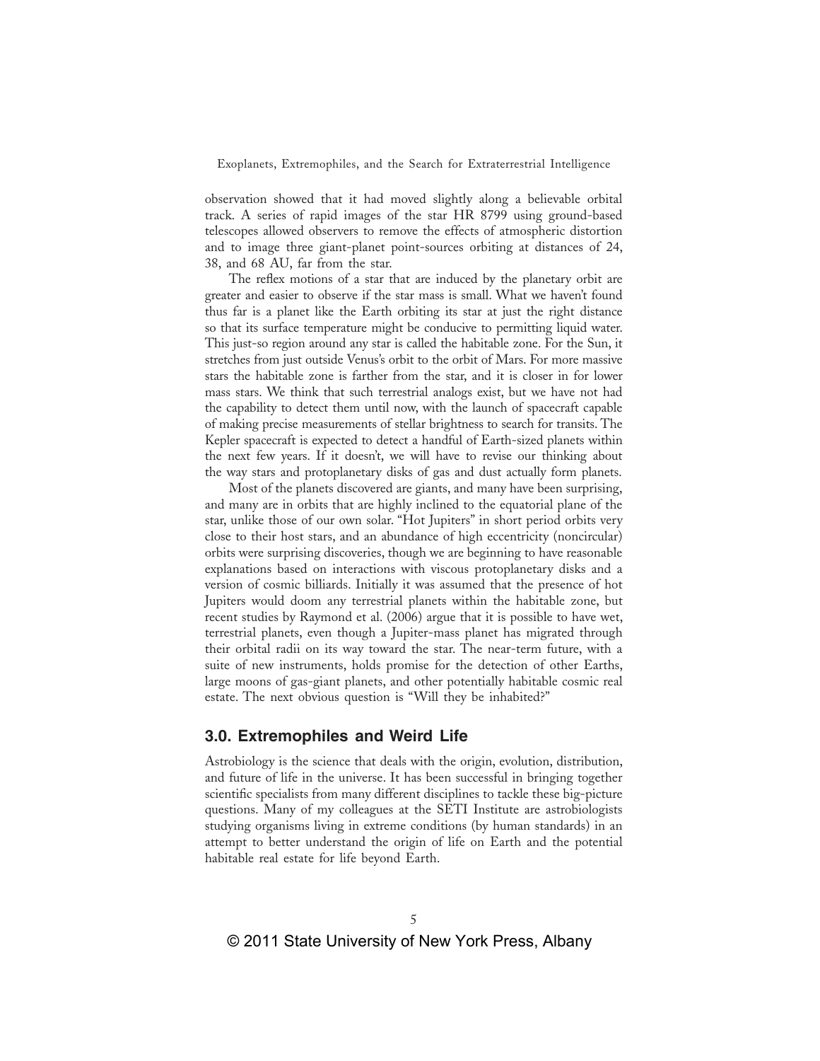observation showed that it had moved slightly along a believable orbital track. A series of rapid images of the star HR 8799 using ground-based telescopes allowed observers to remove the effects of atmospheric distortion and to image three giant-planet point-sources orbiting at distances of 24, 38, and 68 AU, far from the star.

The reflex motions of a star that are induced by the planetary orbit are greater and easier to observe if the star mass is small. What we haven't found thus far is a planet like the Earth orbiting its star at just the right distance so that its surface temperature might be conducive to permitting liquid water. This just-so region around any star is called the habitable zone. For the Sun, it stretches from just outside Venus's orbit to the orbit of Mars. For more massive stars the habitable zone is farther from the star, and it is closer in for lower mass stars. We think that such terrestrial analogs exist, but we have not had the capability to detect them until now, with the launch of spacecraft capable of making precise measurements of stellar brightness to search for transits. The Kepler spacecraft is expected to detect a handful of Earth-sized planets within the next few years. If it doesn't, we will have to revise our thinking about the way stars and protoplanetary disks of gas and dust actually form planets.

Most of the planets discovered are giants, and many have been surprising, and many are in orbits that are highly inclined to the equatorial plane of the star, unlike those of our own solar. "Hot Jupiters" in short period orbits very close to their host stars, and an abundance of high eccentricity (noncircular) orbits were surprising discoveries, though we are beginning to have reasonable explanations based on interactions with viscous protoplanetary disks and a version of cosmic billiards. Initially it was assumed that the presence of hot Jupiters would doom any terrestrial planets within the habitable zone, but recent studies by Raymond et al. (2006) argue that it is possible to have wet, terrestrial planets, even though a Jupiter-mass planet has migrated through their orbital radii on its way toward the star. The near-term future, with a suite of new instruments, holds promise for the detection of other Earths, large moons of gas-giant planets, and other potentially habitable cosmic real estate. The next obvious question is "Will they be inhabited?"

## 3.0. Extremophiles and Weird Life

Astrobiology is the science that deals with the origin, evolution, distribution, and future of life in the universe. It has been successful in bringing together scientific specialists from many different disciplines to tackle these big-picture questions. Many of my colleagues at the SETI Institute are astrobiologists studying organisms living in extreme conditions (by human standards) in an attempt to better understand the origin of life on Earth and the potential habitable real estate for life beyond Earth.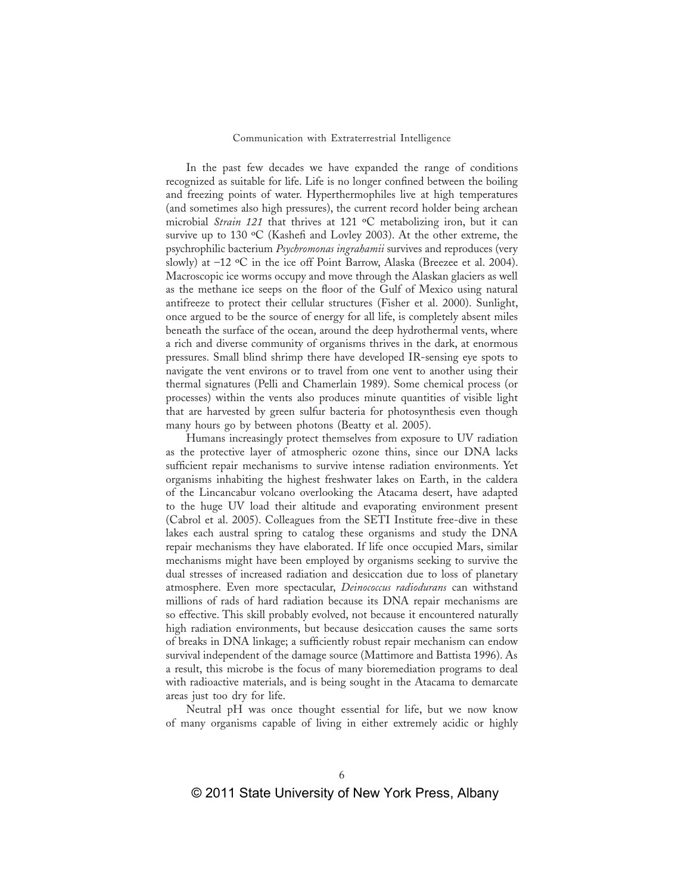In the past few decades we have expanded the range of conditions recognized as suitable for life. Life is no longer confined between the boiling and freezing points of water. Hyperthermophiles live at high temperatures (and sometimes also high pressures), the current record holder being archean microbial *Strain 121* that thrives at 121 °C metabolizing iron, but it can survive up to 130 °C (Kashefi and Lovley 2003). At the other extreme, the psychrophilic bacterium *Psychromonas ingrahamii* survives and reproduces (very slowly) at −12 °C in the ice off Point Barrow, Alaska (Breezee et al. 2004). Macroscopic ice worms occupy and move through the Alaskan glaciers as well as the methane ice seeps on the floor of the Gulf of Mexico using natural antifreeze to protect their cellular structures (Fisher et al. 2000). Sunlight, once argued to be the source of energy for all life, is completely absent miles beneath the surface of the ocean, around the deep hydrothermal vents, where a rich and diverse community of organisms thrives in the dark, at enormous pressures. Small blind shrimp there have developed IR-sensing eye spots to navigate the vent environs or to travel from one vent to another using their thermal signatures (Pelli and Chamerlain 1989). Some chemical process (or processes) within the vents also produces minute quantities of visible light that are harvested by green sulfur bacteria for photosynthesis even though many hours go by between photons (Beatty et al. 2005).

Humans increasingly protect themselves from exposure to UV radiation as the protective layer of atmospheric ozone thins, since our DNA lacks sufficient repair mechanisms to survive intense radiation environments. Yet organisms inhabiting the highest freshwater lakes on Earth, in the caldera of the Lincancabur volcano overlooking the Atacama desert, have adapted to the huge UV load their altitude and evaporating environment present (Cabrol et al. 2005). Colleagues from the SETI Institute free-dive in these lakes each austral spring to catalog these organisms and study the DNA repair mechanisms they have elaborated. If life once occupied Mars, similar mechanisms might have been employed by organisms seeking to survive the dual stresses of increased radiation and desiccation due to loss of planetary atmosphere. Even more spectacular, *Deinococcus radiodurans* can withstand millions of rads of hard radiation because its DNA repair mechanisms are so effective. This skill probably evolved, not because it encountered naturally high radiation environments, but because desiccation causes the same sorts of breaks in DNA linkage; a sufficiently robust repair mechanism can endow survival independent of the damage source (Mattimore and Battista 1996). As a result, this microbe is the focus of many bioremediation programs to deal with radioactive materials, and is being sought in the Atacama to demarcate areas just too dry for life.

Neutral pH was once thought essential for life, but we now know of many organisms capable of living in either extremely acidic or highly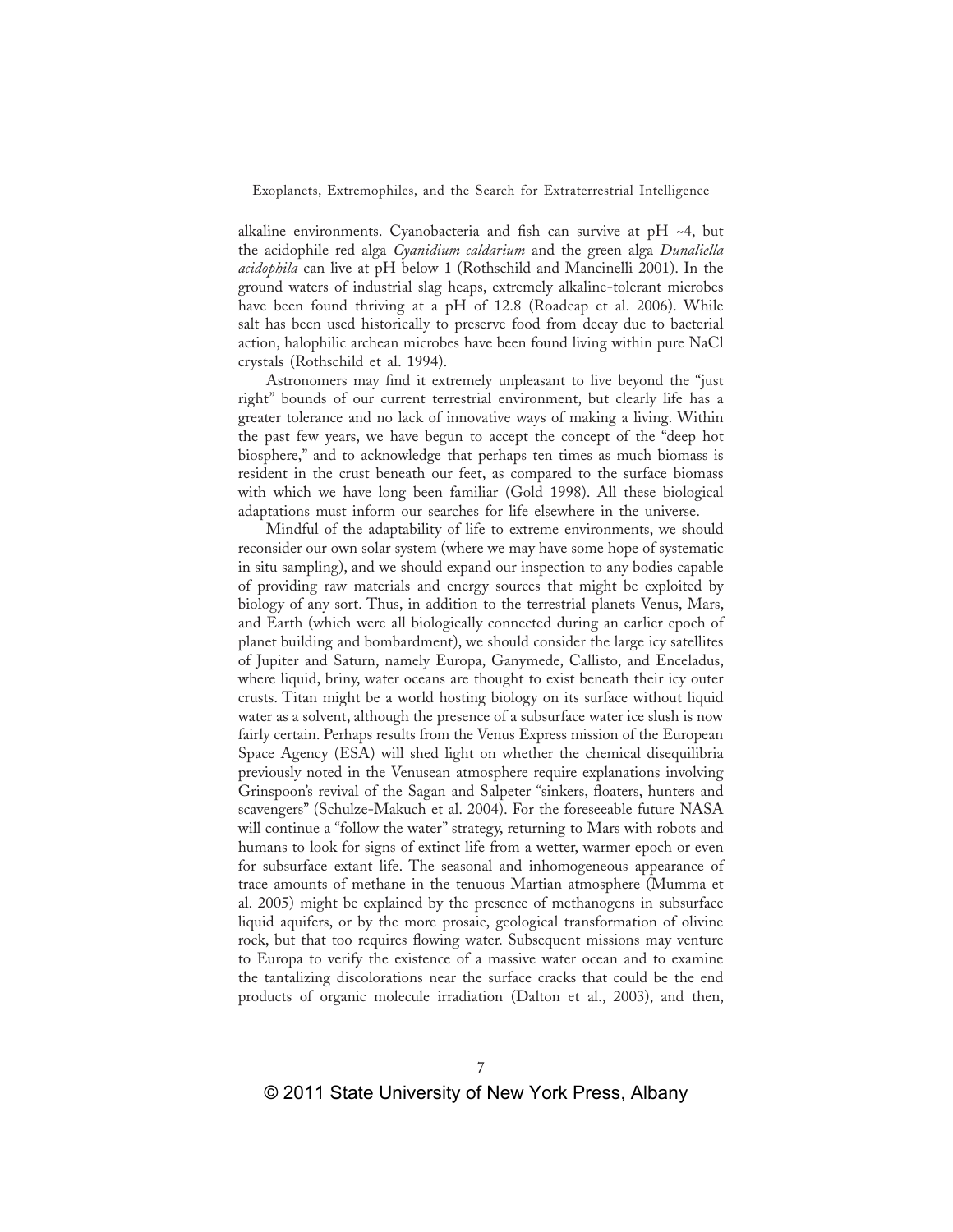alkaline environments. Cyanobacteria and fish can survive at pH ~4, but the acidophile red alga *Cyanidium caldarium* and the green alga *Dunaliella acidophila* can live at pH below 1 (Rothschild and Mancinelli 2001). In the ground waters of industrial slag heaps, extremely alkaline-tolerant microbes have been found thriving at a pH of 12.8 (Roadcap et al. 2006). While salt has been used historically to preserve food from decay due to bacterial action, halophilic archean microbes have been found living within pure NaCl crystals (Rothschild et al. 1994).

Astronomers may find it extremely unpleasant to live beyond the "just right" bounds of our current terrestrial environment, but clearly life has a greater tolerance and no lack of innovative ways of making a living. Within the past few years, we have begun to accept the concept of the "deep hot biosphere," and to acknowledge that perhaps ten times as much biomass is resident in the crust beneath our feet, as compared to the surface biomass with which we have long been familiar (Gold 1998). All these biological adaptations must inform our searches for life elsewhere in the universe.

Mindful of the adaptability of life to extreme environments, we should reconsider our own solar system (where we may have some hope of systematic in situ sampling), and we should expand our inspection to any bodies capable of providing raw materials and energy sources that might be exploited by biology of any sort. Thus, in addition to the terrestrial planets Venus, Mars, and Earth (which were all biologically connected during an earlier epoch of planet building and bombardment), we should consider the large icy satellites of Jupiter and Saturn, namely Europa, Ganymede, Callisto, and Enceladus, where liquid, briny, water oceans are thought to exist beneath their icy outer crusts. Titan might be a world hosting biology on its surface without liquid water as a solvent, although the presence of a subsurface water ice slush is now fairly certain. Perhaps results from the Venus Express mission of the European Space Agency (ESA) will shed light on whether the chemical disequilibria previously noted in the Venusean atmosphere require explanations involving Grinspoon's revival of the Sagan and Salpeter "sinkers, floaters, hunters and scavengers" (Schulze-Makuch et al. 2004). For the foreseeable future NASA will continue a "follow the water" strategy, returning to Mars with robots and humans to look for signs of extinct life from a wetter, warmer epoch or even for subsurface extant life. The seasonal and inhomogeneous appearance of trace amounts of methane in the tenuous Martian atmosphere (Mumma et al. 2005) might be explained by the presence of methanogens in subsurface liquid aquifers, or by the more prosaic, geological transformation of olivine rock, but that too requires flowing water. Subsequent missions may venture to Europa to verify the existence of a massive water ocean and to examine the tantalizing discolorations near the surface cracks that could be the end products of organic molecule irradiation (Dalton et al., 2003), and then,

© 2011 State University of New York Press, Albany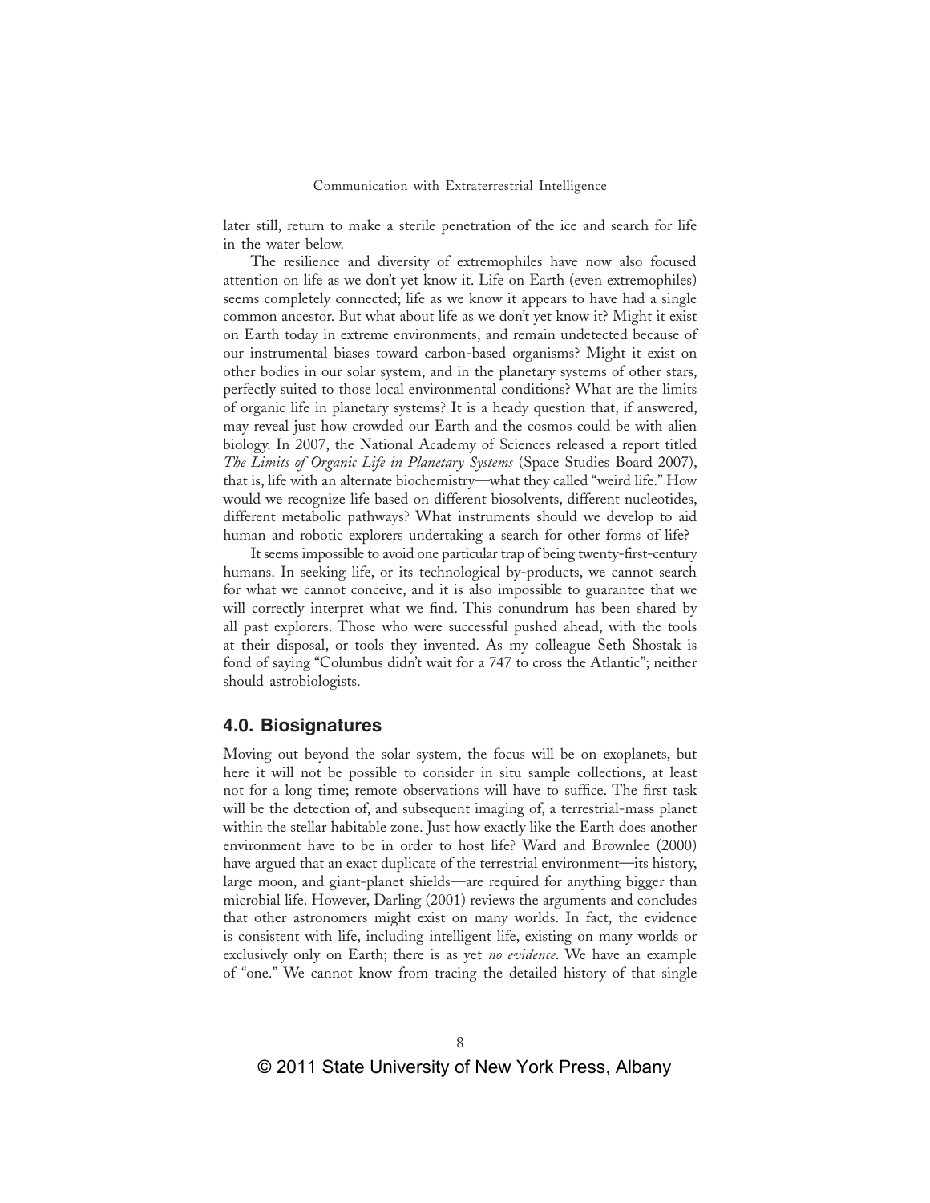later still, return to make a sterile penetration of the ice and search for life in the water below.

The resilience and diversity of extremophiles have now also focused attention on life as we don't yet know it. Life on Earth (even extremophiles) seems completely connected; life as we know it appears to have had a single common ancestor. But what about life as we don't yet know it? Might it exist on Earth today in extreme environments, and remain undetected because of our instrumental biases toward carbon-based organisms? Might it exist on other bodies in our solar system, and in the planetary systems of other stars, perfectly suited to those local environmental conditions? What are the limits of organic life in planetary systems? It is a heady question that, if answered, may reveal just how crowded our Earth and the cosmos could be with alien biology. In 2007, the National Academy of Sciences released a report titled *The Limits of Organic Life in Planetary Systems* (Space Studies Board 2007), that is, life with an alternate biochemistry—what they called "weird life." How would we recognize life based on different biosolvents, different nucleotides, different metabolic pathways? What instruments should we develop to aid human and robotic explorers undertaking a search for other forms of life?

It seems impossible to avoid one particular trap of being twenty-first-century humans. In seeking life, or its technological by-products, we cannot search for what we cannot conceive, and it is also impossible to guarantee that we will correctly interpret what we find. This conundrum has been shared by all past explorers. Those who were successful pushed ahead, with the tools at their disposal, or tools they invented. As my colleague Seth Shostak is fond of saying "Columbus didn't wait for a 747 to cross the Atlantic"; neither should astrobiologists.

## 4.0. Biosignatures

Moving out beyond the solar system, the focus will be on exoplanets, but here it will not be possible to consider in situ sample collections, at least not for a long time; remote observations will have to suffice. The first task will be the detection of, and subsequent imaging of, a terrestrial-mass planet within the stellar habitable zone. Just how exactly like the Earth does another environment have to be in order to host life? Ward and Brownlee (2000) have argued that an exact duplicate of the terrestrial environment—its history, large moon, and giant-planet shields—are required for anything bigger than microbial life. However, Darling (2001) reviews the arguments and concludes that other astronomers might exist on many worlds. In fact, the evidence is consistent with life, including intelligent life, existing on many worlds or exclusively only on Earth; there is as yet *no evidence*. We have an example of "one." We cannot know from tracing the detailed history of that single

© 2011 State University of New York Press, Albany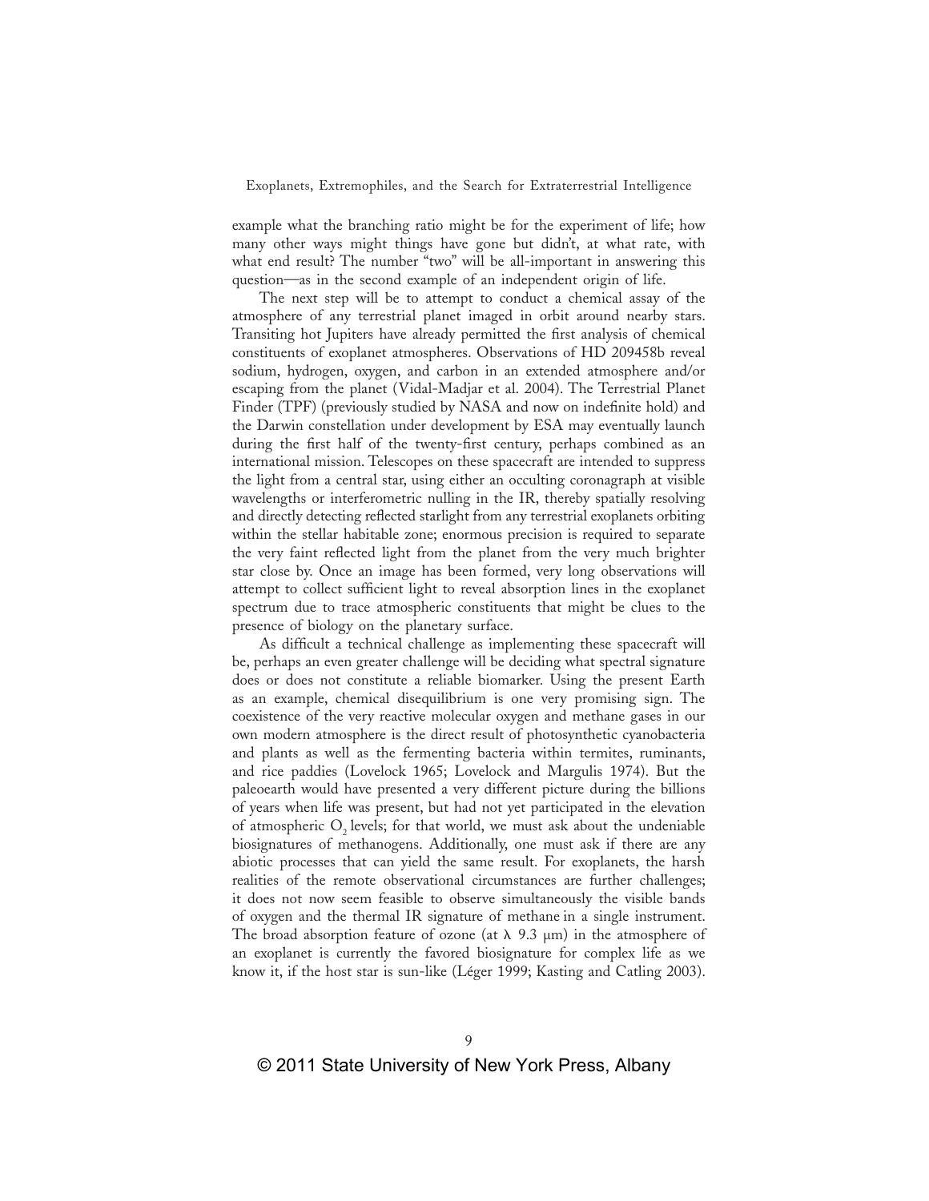example what the branching ratio might be for the experiment of life; how many other ways might things have gone but didn't, at what rate, with what end result? The number "two" will be all-important in answering this question—as in the second example of an independent origin of life.

The next step will be to attempt to conduct a chemical assay of the atmosphere of any terrestrial planet imaged in orbit around nearby stars. Transiting hot Jupiters have already permitted the first analysis of chemical constituents of exoplanet atmospheres. Observations of HD 209458b reveal sodium, hydrogen, oxygen, and carbon in an extended atmosphere and/or escaping from the planet (Vidal-Madjar et al. 2004). The Terrestrial Planet Finder (TPF) (previously studied by NASA and now on indefinite hold) and the Darwin constellation under development by ESA may eventually launch during the first half of the twenty-first century, perhaps combined as an international mission. Telescopes on these spacecraft are intended to suppress the light from a central star, using either an occulting coronagraph at visible wavelengths or interferometric nulling in the IR, thereby spatially resolving and directly detecting reflected starlight from any terrestrial exoplanets orbiting within the stellar habitable zone; enormous precision is required to separate the very faint reflected light from the planet from the very much brighter star close by. Once an image has been formed, very long observations will attempt to collect sufficient light to reveal absorption lines in the exoplanet spectrum due to trace atmospheric constituents that might be clues to the presence of biology on the planetary surface.

As difficult a technical challenge as implementing these spacecraft will be, perhaps an even greater challenge will be deciding what spectral signature does or does not constitute a reliable biomarker. Using the present Earth as an example, chemical disequilibrium is one very promising sign. The coexistence of the very reactive molecular oxygen and methane gases in our own modern atmosphere is the direct result of photosynthetic cyanobacteria and plants as well as the fermenting bacteria within termites, ruminants, and rice paddies (Lovelock 1965; Lovelock and Margulis 1974). But the paleoearth would have presented a very different picture during the billions of years when life was present, but had not yet participated in the elevation of atmospheric $O_2$ levels; for that world, we must ask about the undeniable biosignatures of methanogens. Additionally, one must ask if there are any abiotic processes that can yield the same result. For exoplanets, the harsh realities of the remote observational circumstances are further challenges; it does not now seem feasible to observe simultaneously the visible bands of oxygen and the thermal IR signature of methane in a single instrument. The broad absorption feature of ozone (at $\lambda$ 9.3 μm) in the atmosphere of an exoplanet is currently the favored biosignature for complex life as we know it, if the host star is sun-like (Léger 1999; Kasting and Catling 2003).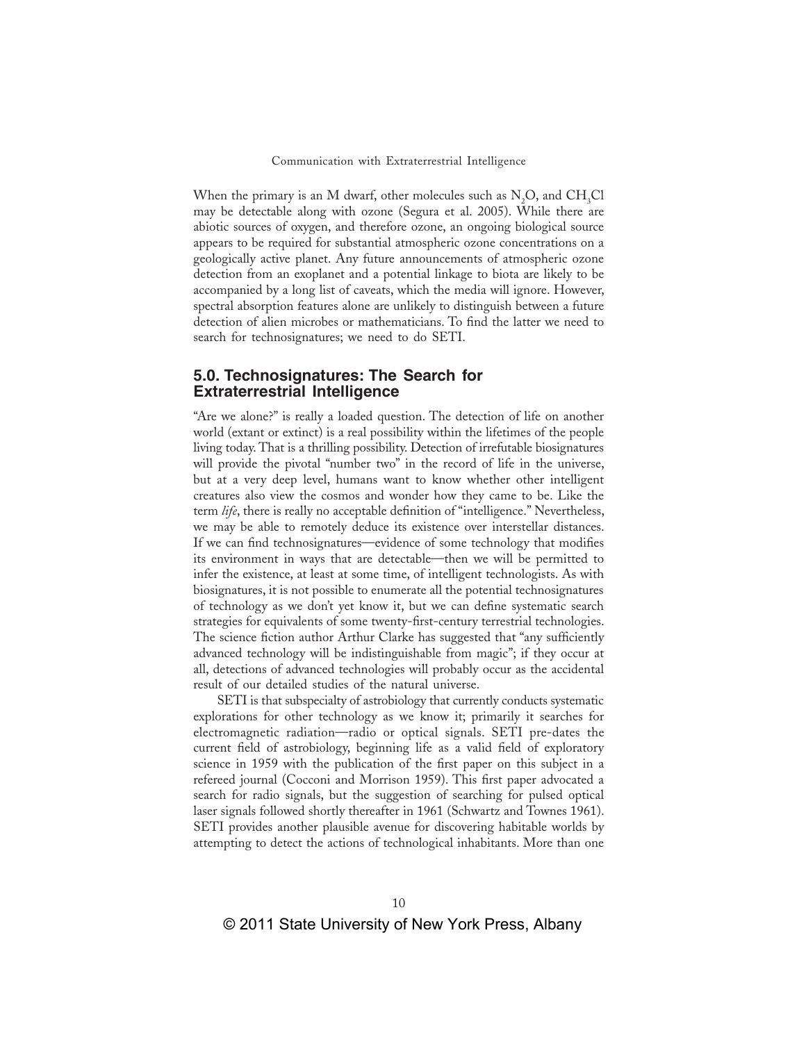When the primary is an M dwarf, other molecules such as $N_2O$, and $CH_3Cl$ may be detectable along with ozone (Segura et al. 2005). While there are abiotic sources of oxygen, and therefore ozone, an ongoing biological source appears to be required for substantial atmospheric ozone concentrations on a geologically active planet. Any future announcements of atmospheric ozone detection from an exoplanet and a potential linkage to biota are likely to be accompanied by a long list of caveats, which the media will ignore. However, spectral absorption features alone are unlikely to distinguish between a future detection of alien microbes or mathematicians. To find the latter we need to search for technosignatures; we need to do SETI.

## 5.0. Technosignatures: The Search for Extraterrestrial Intelligence

"Are we alone?" is really a loaded question. The detection of life on another world (extant or extinct) is a real possibility within the lifetimes of the people living today. That is a thrilling possibility. Detection of irrefutable biosignatures will provide the pivotal "number two" in the record of life in the universe, but at a very deep level, humans want to know whether other intelligent creatures also view the cosmos and wonder how they came to be. Like the term *life*, there is really no acceptable definition of "intelligence." Nevertheless, we may be able to remotely deduce its existence over interstellar distances. If we can find technosignatures—evidence of some technology that modifies its environment in ways that are detectable—then we will be permitted to infer the existence, at least at some time, of intelligent technologists. As with biosignatures, it is not possible to enumerate all the potential technosignatures of technology as we don't yet know it, but we can define systematic search strategies for equivalents of some twenty-first-century terrestrial technologies. The science fiction author Arthur Clarke has suggested that "any sufficiently advanced technology will be indistinguishable from magic"; if they occur at all, detections of advanced technologies will probably occur as the accidental result of our detailed studies of the natural universe.

SETI is that subspecialty of astrobiology that currently conducts systematic explorations for other technology as we know it; primarily it searches for electromagnetic radiation—radio or optical signals. SETI pre-dates the current field of astrobiology, beginning life as a valid field of exploratory science in 1959 with the publication of the first paper on this subject in a refereed journal (Cocconi and Morrison 1959). This first paper advocated a search for radio signals, but the suggestion of searching for pulsed optical laser signals followed shortly thereafter in 1961 (Schwartz and Townes 1961). SETI provides another plausible avenue for discovering habitable worlds by attempting to detect the actions of technological inhabitants. More than one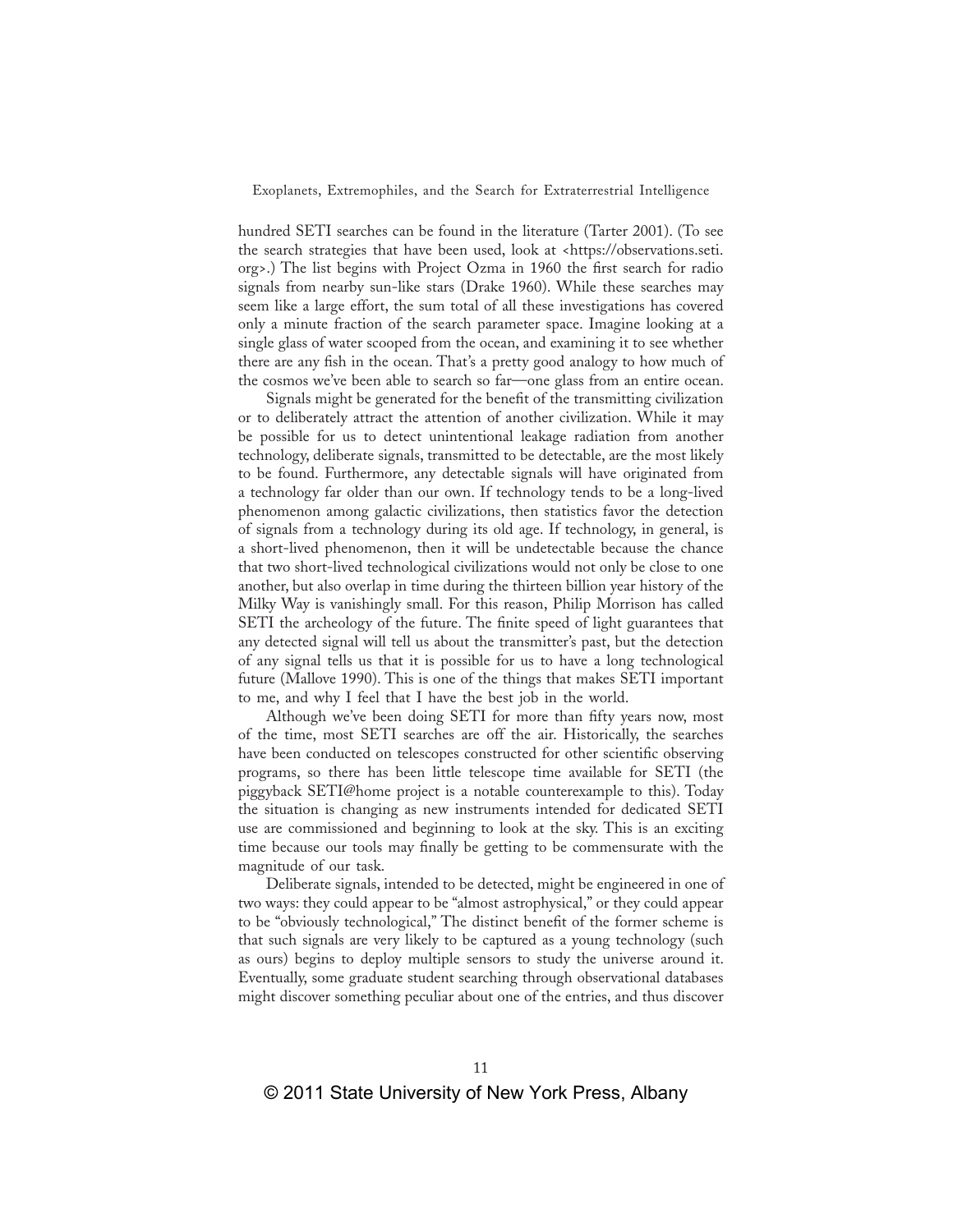hundred SETI searches can be found in the literature (Tarter 2001). (To see the search strategies that have been used, look at <https://observations.seti.org>.) The list begins with Project Ozma in 1960 the first search for radio signals from nearby sun-like stars (Drake 1960). While these searches may seem like a large effort, the sum total of all these investigations has covered only a minute fraction of the search parameter space. Imagine looking at a single glass of water scooped from the ocean, and examining it to see whether there are any fish in the ocean. That's a pretty good analogy to how much of the cosmos we've been able to search so far—one glass from an entire ocean.

Signals might be generated for the benefit of the transmitting civilization or to deliberately attract the attention of another civilization. While it may be possible for us to detect unintentional leakage radiation from another technology, deliberate signals, transmitted to be detectable, are the most likely to be found. Furthermore, any detectable signals will have originated from a technology far older than our own. If technology tends to be a long-lived phenomenon among galactic civilizations, then statistics favor the detection of signals from a technology during its old age. If technology, in general, is a short-lived phenomenon, then it will be undetectable because the chance that two short-lived technological civilizations would not only be close to one another, but also overlap in time during the thirteen billion year history of the Milky Way is vanishingly small. For this reason, Philip Morrison has called SETI the archeology of the future. The finite speed of light guarantees that any detected signal will tell us about the transmitter's past, but the detection of any signal tells us that it is possible for us to have a long technological future (Mallove 1990). This is one of the things that makes SETI important to me, and why I feel that I have the best job in the world.

Although we've been doing SETI for more than fifty years now, most of the time, most SETI searches are off the air. Historically, the searches have been conducted on telescopes constructed for other scientific observing programs, so there has been little telescope time available for SETI (the piggyback SETI@home project is a notable counterexample to this). Today the situation is changing as new instruments intended for dedicated SETI use are commissioned and beginning to look at the sky. This is an exciting time because our tools may finally be getting to be commensurate with the magnitude of our task.

Deliberate signals, intended to be detected, might be engineered in one of two ways: they could appear to be "almost astrophysical," or they could appear to be "obviously technological," The distinct benefit of the former scheme is that such signals are very likely to be captured as a young technology (such as ours) begins to deploy multiple sensors to study the universe around it. Eventually, some graduate student searching through observational databases might discover something peculiar about one of the entries, and thus discover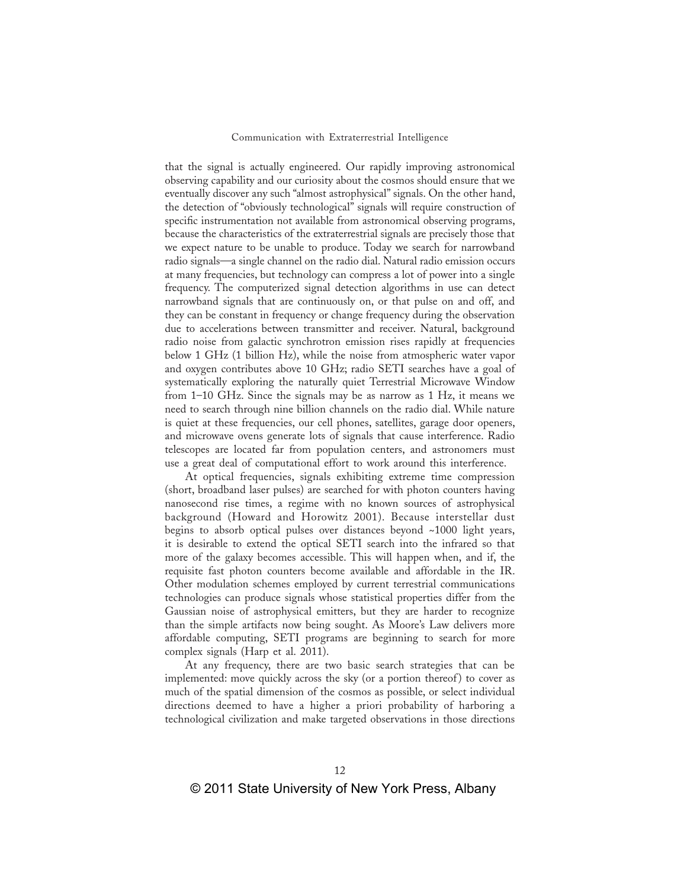that the signal is actually engineered. Our rapidly improving astronomical observing capability and our curiosity about the cosmos should ensure that we eventually discover any such "almost astrophysical" signals. On the other hand, the detection of "obviously technological" signals will require construction of specific instrumentation not available from astronomical observing programs, because the characteristics of the extraterrestrial signals are precisely those that we expect nature to be unable to produce. Today we search for narrowband radio signals—a single channel on the radio dial. Natural radio emission occurs at many frequencies, but technology can compress a lot of power into a single frequency. The computerized signal detection algorithms in use can detect narrowband signals that are continuously on, or that pulse on and off, and they can be constant in frequency or change frequency during the observation due to accelerations between transmitter and receiver. Natural, background radio noise from galactic synchrotron emission rises rapidly at frequencies below 1 GHz (1 billion Hz), while the noise from atmospheric water vapor and oxygen contributes above 10 GHz; radio SETI searches have a goal of systematically exploring the naturally quiet Terrestrial Microwave Window from 1–10 GHz. Since the signals may be as narrow as 1 Hz, it means we need to search through nine billion channels on the radio dial. While nature is quiet at these frequencies, our cell phones, satellites, garage door openers, and microwave ovens generate lots of signals that cause interference. Radio telescopes are located far from population centers, and astronomers must use a great deal of computational effort to work around this interference.

At optical frequencies, signals exhibiting extreme time compression (short, broadband laser pulses) are searched for with photon counters having nanosecond rise times, a regime with no known sources of astrophysical background (Howard and Horowitz 2001). Because interstellar dust begins to absorb optical pulses over distances beyond ~1000 light years, it is desirable to extend the optical SETI search into the infrared so that more of the galaxy becomes accessible. This will happen when, and if, the requisite fast photon counters become available and affordable in the IR. Other modulation schemes employed by current terrestrial communications technologies can produce signals whose statistical properties differ from the Gaussian noise of astrophysical emitters, but they are harder to recognize than the simple artifacts now being sought. As Moore's Law delivers more affordable computing, SETI programs are beginning to search for more complex signals (Harp et al. 2011).

At any frequency, there are two basic search strategies that can be implemented: move quickly across the sky (or a portion thereof) to cover as much of the spatial dimension of the cosmos as possible, or select individual directions deemed to have a higher a priori probability of harboring a technological civilization and make targeted observations in those directions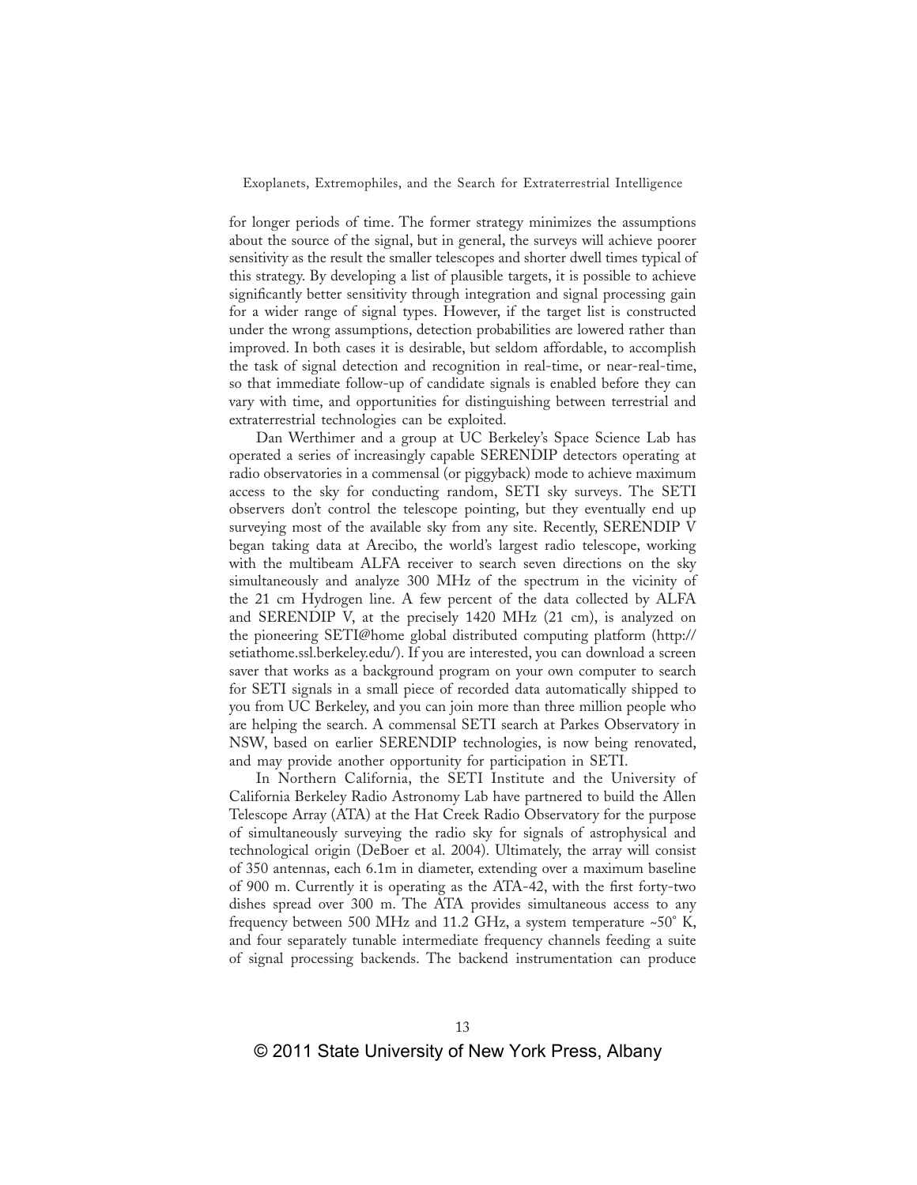for longer periods of time. The former strategy minimizes the assumptions about the source of the signal, but in general, the surveys will achieve poorer sensitivity as the result the smaller telescopes and shorter dwell times typical of this strategy. By developing a list of plausible targets, it is possible to achieve significantly better sensitivity through integration and signal processing gain for a wider range of signal types. However, if the target list is constructed under the wrong assumptions, detection probabilities are lowered rather than improved. In both cases it is desirable, but seldom affordable, to accomplish the task of signal detection and recognition in real-time, or near-real-time, so that immediate follow-up of candidate signals is enabled before they can vary with time, and opportunities for distinguishing between terrestrial and extraterrestrial technologies can be exploited.

Dan Werthimer and a group at UC Berkeley's Space Science Lab has operated a series of increasingly capable SERENDIP detectors operating at radio observatories in a commensal (or piggyback) mode to achieve maximum access to the sky for conducting random, SETI sky surveys. The SETI observers don't control the telescope pointing, but they eventually end up surveying most of the available sky from any site. Recently, SERENDIP V began taking data at Arecibo, the world's largest radio telescope, working with the multibeam ALFA receiver to search seven directions on the sky simultaneously and analyze 300 MHz of the spectrum in the vicinity of the 21 cm Hydrogen line. A few percent of the data collected by ALFA and SERENDIP V, at the precisely 1420 MHz (21 cm), is analyzed on the pioneering SETI@home global distributed computing platform (http://setiathome.ssl.berkeley.edu/). If you are interested, you can download a screen saver that works as a background program on your own computer to search for SETI signals in a small piece of recorded data automatically shipped to you from UC Berkeley, and you can join more than three million people who are helping the search. A commensal SETI search at Parkes Observatory in NSW, based on earlier SERENDIP technologies, is now being renovated, and may provide another opportunity for participation in SETI.

In Northern California, the SETI Institute and the University of California Berkeley Radio Astronomy Lab have partnered to build the Allen Telescope Array (ATA) at the Hat Creek Radio Observatory for the purpose of simultaneously surveying the radio sky for signals of astrophysical and technological origin (DeBoer et al. 2004). Ultimately, the array will consist of 350 antennas, each 6.1m in diameter, extending over a maximum baseline of 900 m. Currently it is operating as the ATA-42, with the first forty-two dishes spread over 300 m. The ATA provides simultaneous access to any frequency between 500 MHz and 11.2 GHz, a system temperature ~50° K, and four separately tunable intermediate frequency channels feeding a suite of signal processing backends. The backend instrumentation can produce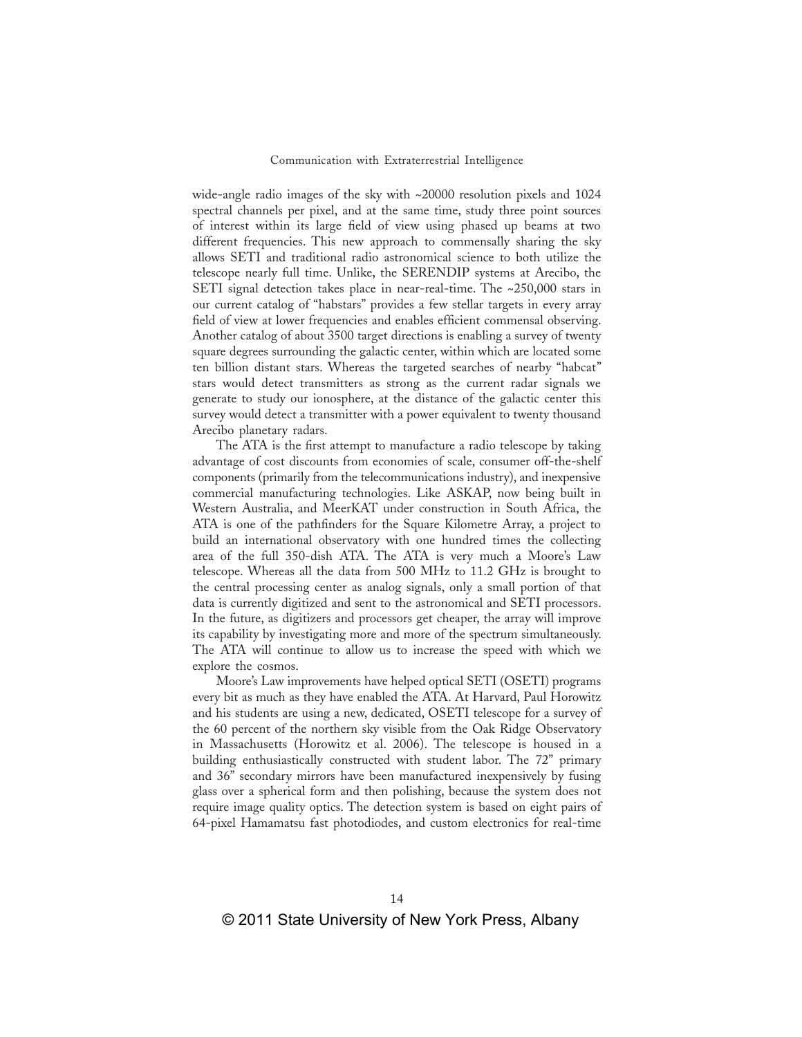wide-angle radio images of the sky with ~20000 resolution pixels and 1024 spectral channels per pixel, and at the same time, study three point sources of interest within its large field of view using phased up beams at two different frequencies. This new approach to commensally sharing the sky allows SETI and traditional radio astronomical science to both utilize the telescope nearly full time. Unlike, the SERENDIP systems at Arecibo, the SETI signal detection takes place in near-real-time. The ~250,000 stars in our current catalog of "habstars" provides a few stellar targets in every array field of view at lower frequencies and enables efficient commensal observing. Another catalog of about 3500 target directions is enabling a survey of twenty square degrees surrounding the galactic center, within which are located some ten billion distant stars. Whereas the targeted searches of nearby "habcat" stars would detect transmitters as strong as the current radar signals we generate to study our ionosphere, at the distance of the galactic center this survey would detect a transmitter with a power equivalent to twenty thousand Arecibo planetary radars.

The ATA is the first attempt to manufacture a radio telescope by taking advantage of cost discounts from economies of scale, consumer off-the-shelf components (primarily from the telecommunications industry), and inexpensive commercial manufacturing technologies. Like ASKAP, now being built in Western Australia, and MeerKAT under construction in South Africa, the ATA is one of the pathfinders for the Square Kilometre Array, a project to build an international observatory with one hundred times the collecting area of the full 350-dish ATA. The ATA is very much a Moore's Law telescope. Whereas all the data from 500 MHz to 11.2 GHz is brought to the central processing center as analog signals, only a small portion of that data is currently digitized and sent to the astronomical and SETI processors. In the future, as digitizers and processors get cheaper, the array will improve its capability by investigating more and more of the spectrum simultaneously. The ATA will continue to allow us to increase the speed with which we explore the cosmos.

Moore's Law improvements have helped optical SETI (OSETI) programs every bit as much as they have enabled the ATA. At Harvard, Paul Horowitz and his students are using a new, dedicated, OSETI telescope for a survey of the 60 percent of the northern sky visible from the Oak Ridge Observatory in Massachusetts (Horowitz et al. 2006). The telescope is housed in a building enthusiastically constructed with student labor. The 72" primary and 36" secondary mirrors have been manufactured inexpensively by fusing glass over a spherical form and then polishing, because the system does not require image quality optics. The detection system is based on eight pairs of 64-pixel Hamamatsu fast photodiodes, and custom electronics for real-time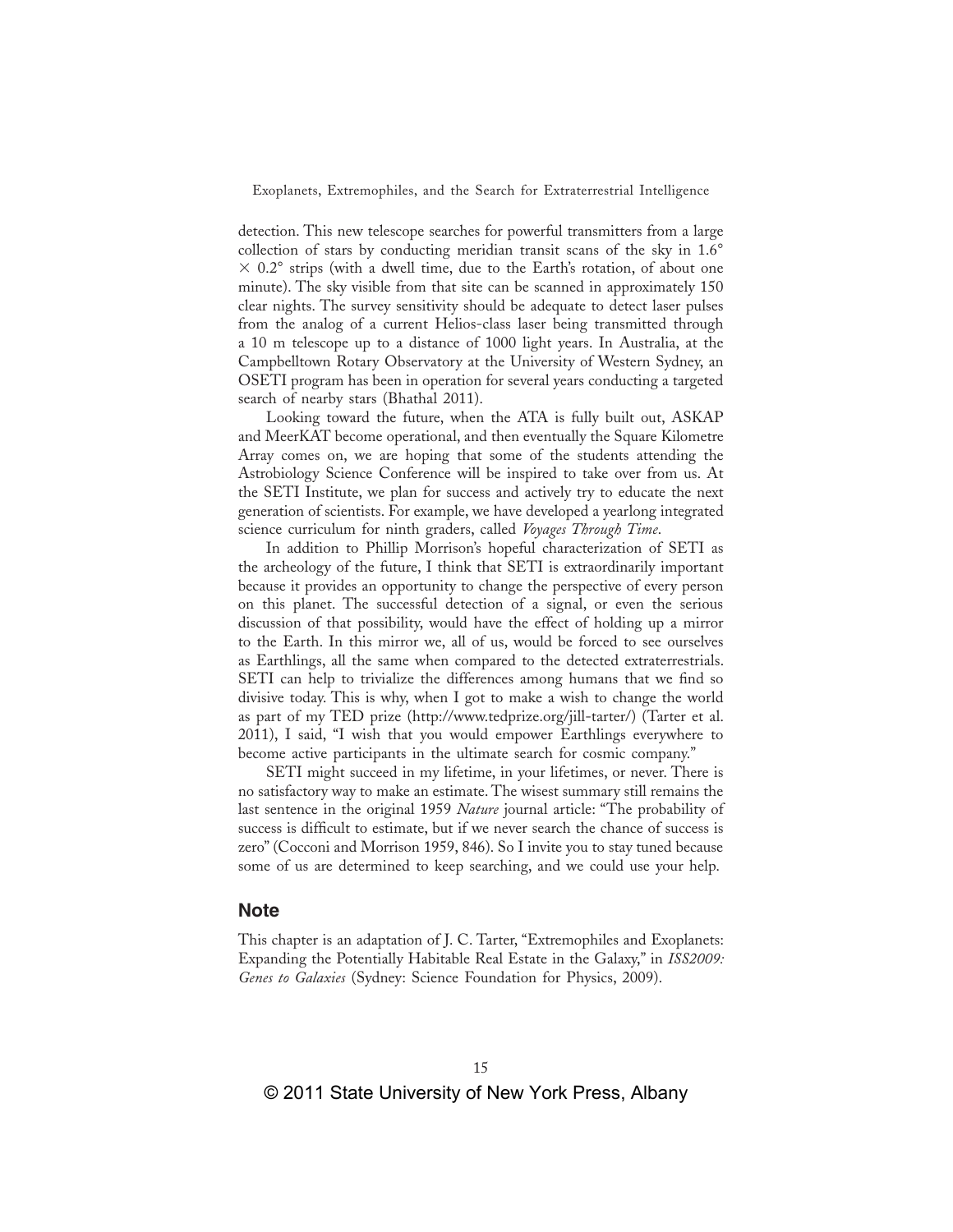detection. This new telescope searches for powerful transmitters from a large collection of stars by conducting meridian transit scans of the sky in $1.6° \times 0.2°$ strips (with a dwell time, due to the Earth's rotation, of about one minute). The sky visible from that site can be scanned in approximately 150 clear nights. The survey sensitivity should be adequate to detect laser pulses from the analog of a current Helios-class laser being transmitted through a 10 m telescope up to a distance of 1000 light years. In Australia, at the Campbelltown Rotary Observatory at the University of Western Sydney, an OSETI program has been in operation for several years conducting a targeted search of nearby stars (Bhathal 2011).

Looking toward the future, when the ATA is fully built out, ASKAP and MeerKAT become operational, and then eventually the Square Kilometre Array comes on, we are hoping that some of the students attending the Astrobiology Science Conference will be inspired to take over from us. At the SETI Institute, we plan for success and actively try to educate the next generation of scientists. For example, we have developed a yearlong integrated science curriculum for ninth graders, called *Voyages Through Time*.

In addition to Phillip Morrison's hopeful characterization of SETI as the archeology of the future, I think that SETI is extraordinarily important because it provides an opportunity to change the perspective of every person on this planet. The successful detection of a signal, or even the serious discussion of that possibility, would have the effect of holding up a mirror to the Earth. In this mirror we, all of us, would be forced to see ourselves as Earthlings, all the same when compared to the detected extraterrestrials. SETI can help to trivialize the differences among humans that we find so divisive today. This is why, when I got to make a wish to change the world as part of my TED prize (http://www.tedprize.org/jill-tarter/) (Tarter et al. 2011), I said, "I wish that you would empower Earthlings everywhere to become active participants in the ultimate search for cosmic company."

SETI might succeed in my lifetime, in your lifetimes, or never. There is no satisfactory way to make an estimate. The wisest summary still remains the last sentence in the original 1959 *Nature* journal article: "The probability of success is difficult to estimate, but if we never search the chance of success is zero" (Cocconi and Morrison 1959, 846). So I invite you to stay tuned because some of us are determined to keep searching, and we could use your help.

## Note

This chapter is an adaptation of J. C. Tarter, "Extremophiles and Exoplanets: Expanding the Potentially Habitable Real Estate in the Galaxy," in *ISS2009: Genes to Galaxies* (Sydney: Science Foundation for Physics, 2009).

© 2011 State University of New York Press, Albany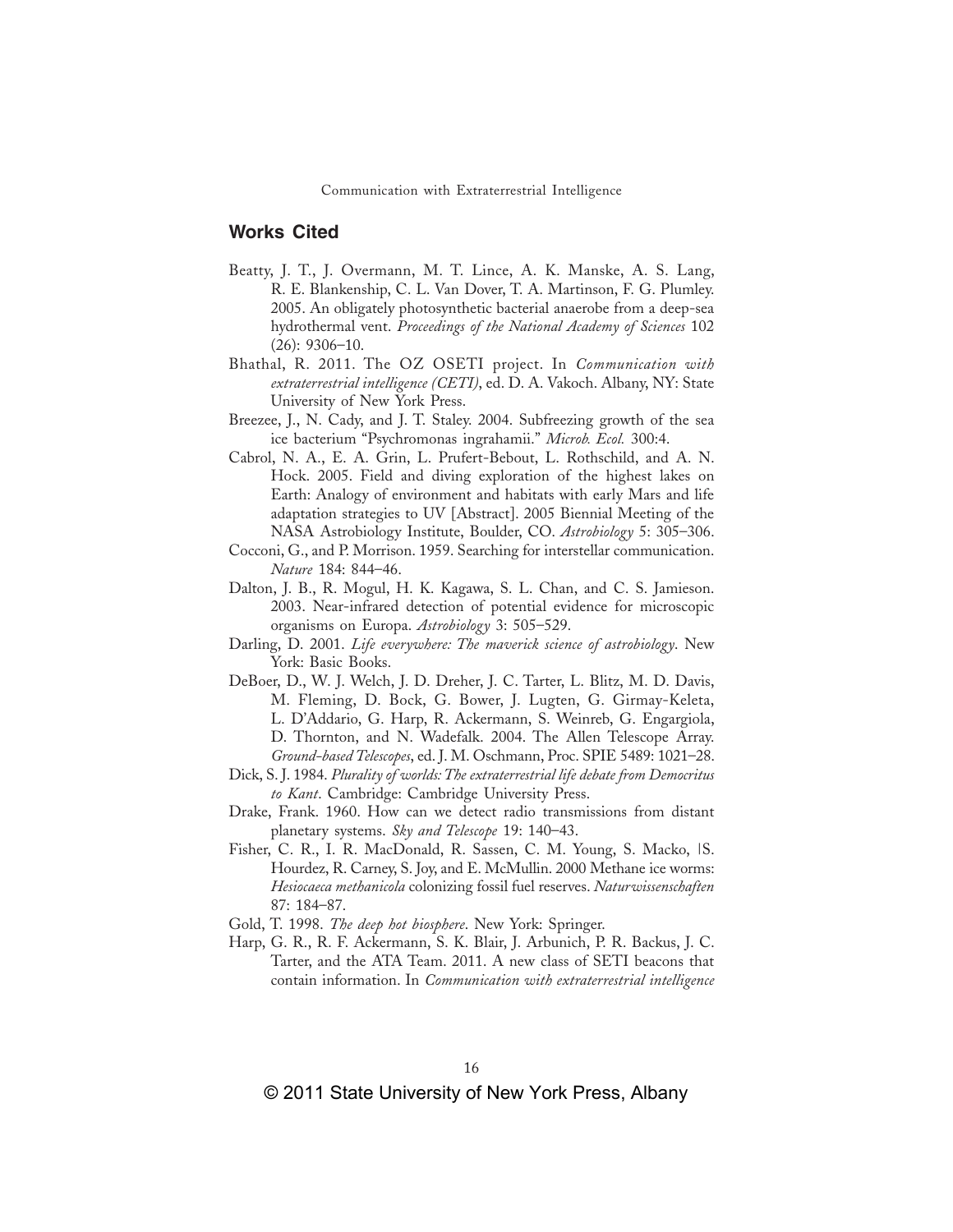## Works Cited

Beatty, J. T., J. Overmann, M. T. Lince, A. K. Manske, A. S. Lang, R. E. Blankenship, C. L. Van Dover, T. A. Martinson, F. G. Plumley. 2005. An obligately photosynthetic bacterial anaerobe from a deep-sea hydrothermal vent. *Proceedings of the National Academy of Sciences* 102 (26): 9306–10.

Bhathal, R. 2011. The OZ OSETI project. In *Communication with extraterrestrial intelligence (CETI)*, ed. D. A. Vakoch. Albany, NY: State University of New York Press.

Breezee, J., N. Cady, and J. T. Staley. 2004. Subfreezing growth of the sea ice bacterium "Psychromonas ingrahamii." *Microb. Ecol.* 300:4.

Cabrol, N. A., E. A. Grin, L. Prufert-Bebout, L. Rothschild, and A. N. Hock. 2005. Field and diving exploration of the highest lakes on Earth: Analogy of environment and habitats with early Mars and life adaptation strategies to UV [Abstract]. 2005 Biennial Meeting of the NASA Astrobiology Institute, Boulder, CO. *Astrobiology* 5: 305–306.

Cocconi, G., and P. Morrison. 1959. Searching for interstellar communication. *Nature* 184: 844–46.

Dalton, J. B., R. Mogul, H. K. Kagawa, S. L. Chan, and C. S. Jamieson. 2003. Near-infrared detection of potential evidence for microscopic organisms on Europa. *Astrobiology* 3: 505–529.

Darling, D. 2001. *Life everywhere: The maverick science of astrobiology*. New York: Basic Books.

DeBoer, D., W. J. Welch, J. D. Dreher, J. C. Tarter, L. Blitz, M. D. Davis, M. Fleming, D. Bock, G. Bower, J. Lugten, G. Girmay-Keleta, L. D'Addario, G. Harp, R. Ackermann, S. Weinreb, G. Engargiola, D. Thornton, and N. Wadefalk. 2004. The Allen Telescope Array. *Ground-based Telescopes*, ed. J. M. Oschmann, Proc. SPIE 5489: 1021–28.

Dick, S. J. 1984. *Plurality of worlds: The extraterrestrial life debate from Democritus to Kant*. Cambridge: Cambridge University Press.

Drake, Frank. 1960. How can we detect radio transmissions from distant planetary systems. *Sky and Telescope* 19: 140–43.

Fisher, C. R., I. R. MacDonald, R. Sassen, C. M. Young, S. Macko, |S. Hourdez, R. Carney, S. Joy, and E. McMullin. 2000 Methane ice worms: *Hesiocaeca methanicola* colonizing fossil fuel reserves. *Naturwissenschaften* 87: 184–87.

Gold, T. 1998. *The deep hot biosphere*. New York: Springer.

Harp, G. R., R. F. Ackermann, S. K. Blair, J. Arbunich, P. R. Backus, J. C. Tarter, and the ATA Team. 2011. A new class of SETI beacons that contain information. In *Communication with extraterrestrial intelligence*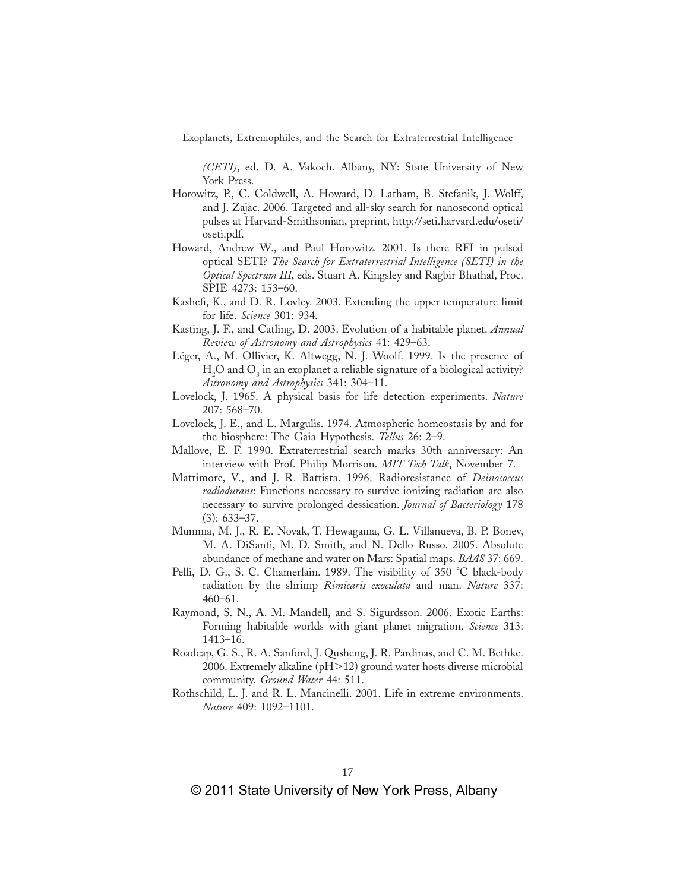*(CETI)*, ed. D. A. Vakoch. Albany, NY: State University of New York Press.

Horowitz, P., C. Coldwell, A. Howard, D. Latham, B. Stefanik, J. Wolff, and J. Zajac. 2006. Targeted and all-sky search for nanosecond optical pulses at Harvard-Smithsonian, preprint, http://seti.harvard.edu/oseti/oseti.pdf.

Howard, Andrew W., and Paul Horowitz. 2001. Is there RFI in pulsed optical SETI? *The Search for Extraterrestrial Intelligence (SETI) in the Optical Spectrum III*, eds. Stuart A. Kingsley and Ragbir Bhathal, Proc. SPIE 4273: 153–60.

Kashefi, K., and D. R. Lovley. 2003. Extending the upper temperature limit for life. *Science* 301: 934.

Kasting, J. F., and Catling, D. 2003. Evolution of a habitable planet. *Annual Review of Astronomy and Astrophysics* 41: 429–63.

Léger, A., M. Ollivier, K. Altwegg, N. J. Woolf. 1999. Is the presence of $H_2O$ and $O_3$ in an exoplanet a reliable signature of a biological activity? *Astronomy and Astrophysics* 341: 304–11.

Lovelock, J. 1965. A physical basis for life detection experiments. *Nature* 207: 568–70.

Lovelock, J. E., and L. Margulis. 1974. Atmospheric homeostasis by and for the biosphere: The Gaia Hypothesis. *Tellus* 26: 2–9.

Mallove, E. F. 1990. Extraterrestrial search marks 30th anniversary: An interview with Prof. Philip Morrison. *MIT Tech Talk*, November 7.

Mattimore, V., and J. R. Battista. 1996. Radioresistance of *Deinococcus radiodurans*: Functions necessary to survive ionizing radiation are also necessary to survive prolonged dessication. *Journal of Bacteriology* 178 (3): 633–37.

Mumma, M. J., R. E. Novak, T. Hewagama, G. L. Villanueva, B. P. Bonev, M. A. DiSanti, M. D. Smith, and N. Dello Russo. 2005. Absolute abundance of methane and water on Mars: Spatial maps. *BAAS* 37: 669.

Pelli, D. G., S. C. Chamerlain. 1989. The visibility of 350 °C black-body radiation by the shrimp *Rimicaris exoculata* and man. *Nature* 337: 460–61.

Raymond, S. N., A. M. Mandell, and S. Sigurdsson. 2006. Exotic Earths: Forming habitable worlds with giant planet migration. *Science* 313: 1413–16.

Roadcap, G. S., R. A. Sanford, J. Qusheng, J. R. Pardinas, and C. M. Bethke. 2006. Extremely alkaline (pH>12) ground water hosts diverse microbial community. *Ground Water* 44: 511.

Rothschild, L. J. and R. L. Mancinelli. 2001. Life in extreme environments. *Nature* 409: 1092–1101.

© 2011 State University of New York Press, Albany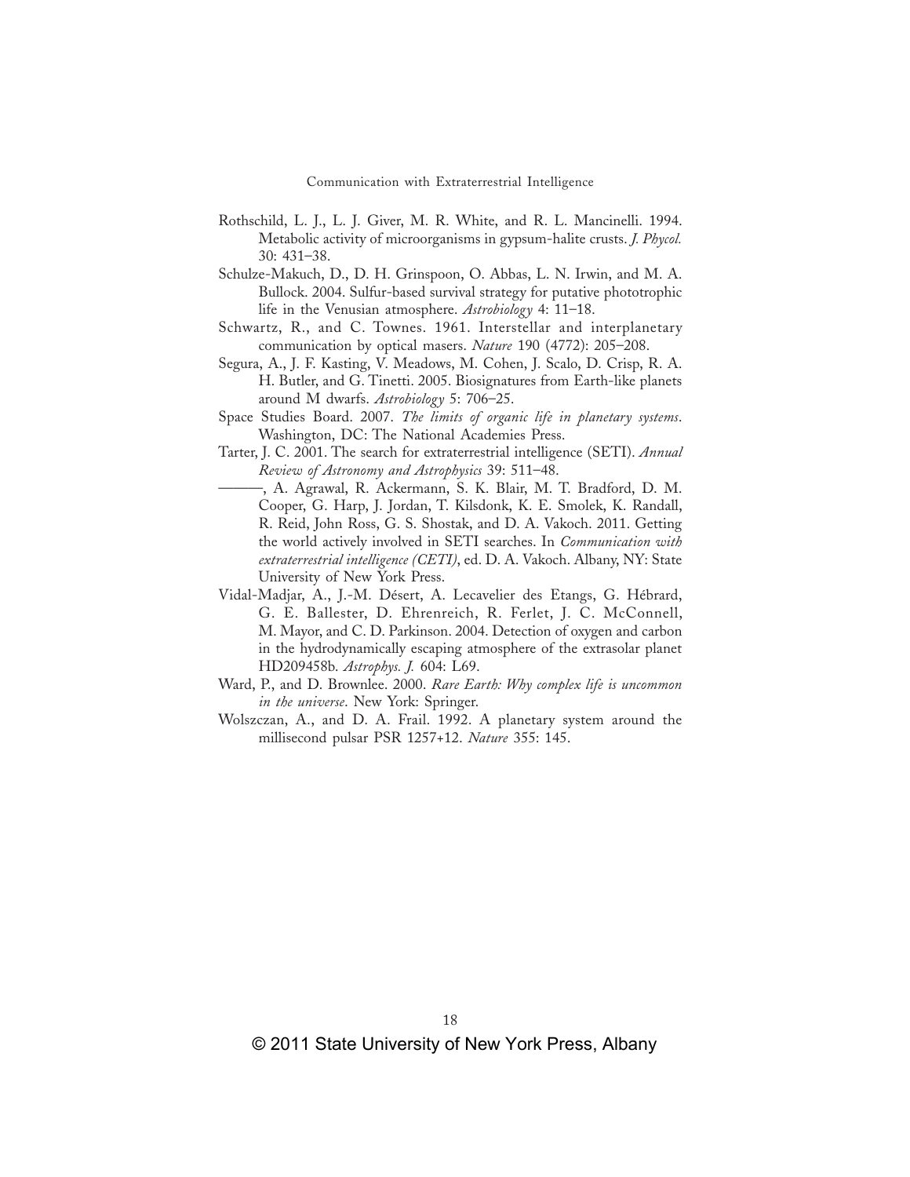Rothschild, L. J., L. J. Giver, M. R. White, and R. L. Mancinelli. 1994. Metabolic activity of microorganisms in gypsum-halite crusts. *J. Phycol.* 30: 431–38.

Schulze-Makuch, D., D. H. Grinspoon, O. Abbas, L. N. Irwin, and M. A. Bullock. 2004. Sulfur-based survival strategy for putative phototrophic life in the Venusian atmosphere. *Astrobiology* 4: 11–18.

Schwartz, R., and C. Townes. 1961. Interstellar and interplanetary communication by optical masers. *Nature* 190 (4772): 205–208.

Segura, A., J. F. Kasting, V. Meadows, M. Cohen, J. Scalo, D. Crisp, R. A. H. Butler, and G. Tinetti. 2005. Biosignatures from Earth-like planets around M dwarfs. *Astrobiology* 5: 706–25.

Space Studies Board. 2007. *The limits of organic life in planetary systems*. Washington, DC: The National Academies Press.

Tarter, J. C. 2001. The search for extraterrestrial intelligence (SETI). *Annual Review of Astronomy and Astrophysics* 39: 511–48.

———, A. Agrawal, R. Ackermann, S. K. Blair, M. T. Bradford, D. M. Cooper, G. Harp, J. Jordan, T. Kilsdonk, K. E. Smolek, K. Randall, R. Reid, John Ross, G. S. Shostak, and D. A. Vakoch. 2011. Getting the world actively involved in SETI searches. In *Communication with extraterrestrial intelligence (CETI)*, ed. D. A. Vakoch. Albany, NY: State University of New York Press.

Vidal-Madjar, A., J.-M. Désert, A. Lecavelier des Etangs, G. Hébrard, G. E. Ballester, D. Ehrenreich, R. Ferlet, J. C. McConnell, M. Mayor, and C. D. Parkinson. 2004. Detection of oxygen and carbon in the hydrodynamically escaping atmosphere of the extrasolar planet HD209458b. *Astrophys. J.* 604: L69.

Ward, P., and D. Brownlee. 2000. *Rare Earth: Why complex life is uncommon in the universe*. New York: Springer.

Wolszczan, A., and D. A. Frail. 1992. A planetary system around the millisecond pulsar PSR 1257+12. *Nature* 355: 145.